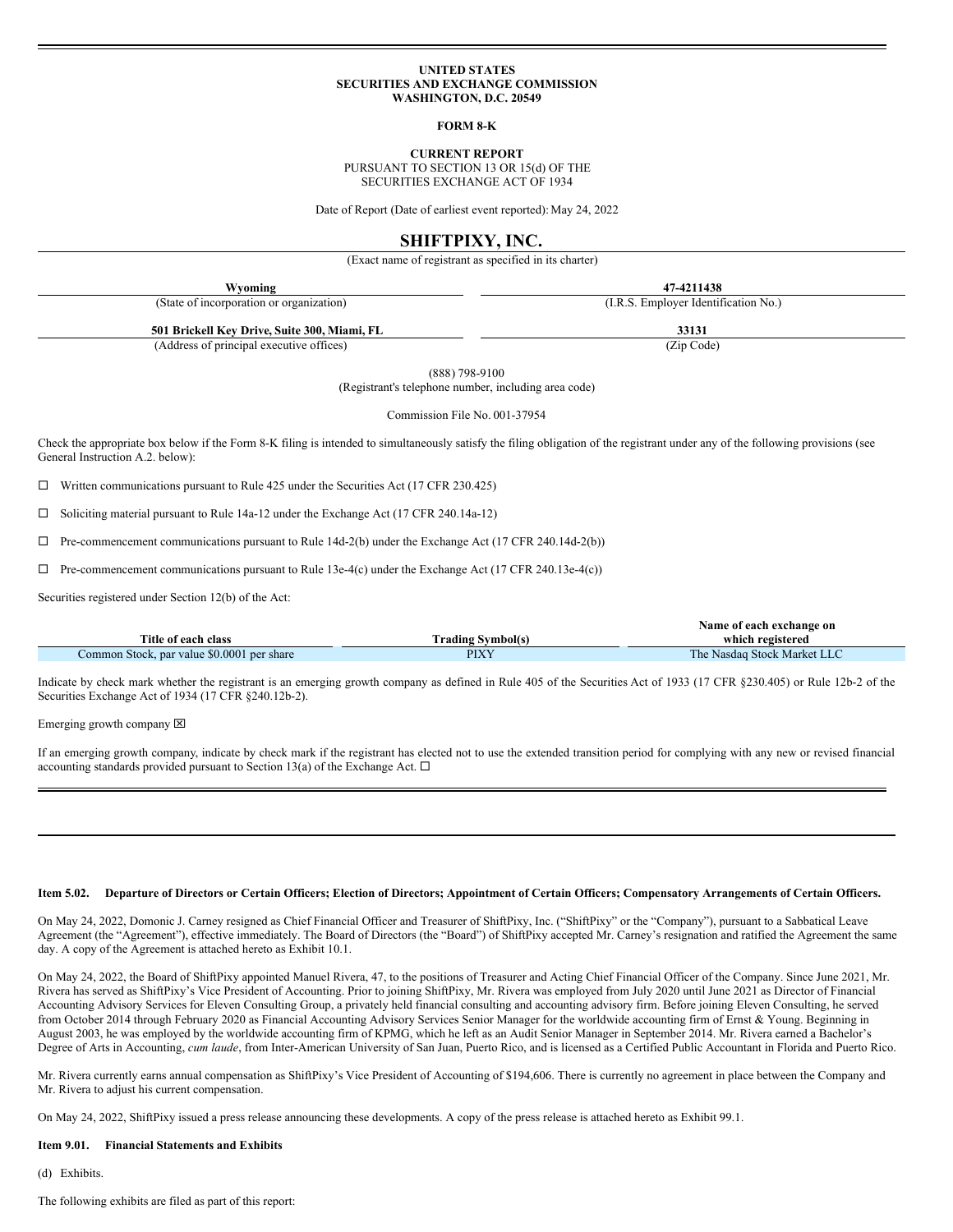UNITED STATES
SECURITIES AND EXCHANGE COMMISSION
WASHINGTON, D.C. 20549

**FORM 8-K**

**CURRENT REPORT**
PURSUANT TO SECTION 13 OR 15(d) OF THE
SECURITIES EXCHANGE ACT OF 1934

Date of Report (Date of earliest event reported): May 24, 2022

# SHIFTPIXY, INC.

(Exact name of registrant as specified in its charter)

| **Wyoming** | **47-4211438** |
|---|---|
| (State of incorporation or organization) | (I.R.S. Employer Identification No.) |
| **501 Brickell Key Drive, Suite 300, Miami, FL** | **33131** |
| (Address of principal executive offices) | (Zip Code) |

(888) 798-9100
(Registrant's telephone number, including area code)

Commission File No. 001-37954

Check the appropriate box below if the Form 8-K filing is intended to simultaneously satisfy the filing obligation of the registrant under any of the following provisions (see General Instruction A.2. below):

☐ Written communications pursuant to Rule 425 under the Securities Act (17 CFR 230.425)

☐ Soliciting material pursuant to Rule 14a-12 under the Exchange Act (17 CFR 240.14a-12)

☐ Pre-commencement communications pursuant to Rule 14d-2(b) under the Exchange Act (17 CFR 240.14d-2(b))

☐ Pre-commencement communications pursuant to Rule 13e-4(c) under the Exchange Act (17 CFR 240.13e-4(c))

Securities registered under Section 12(b) of the Act:

| Title of each class | Trading Symbol(s) | Name of each exchange on which registered |
|---|---|---|
| Common Stock, par value $0.0001 per share | PIXY | The Nasdaq Stock Market LLC |

Indicate by check mark whether the registrant is an emerging growth company as defined in Rule 405 of the Securities Act of 1933 (17 CFR §230.405) or Rule 12b-2 of the Securities Exchange Act of 1934 (17 CFR §240.12b-2).

Emerging growth company ☒

If an emerging growth company, indicate by check mark if the registrant has elected not to use the extended transition period for complying with any new or revised financial accounting standards provided pursuant to Section 13(a) of the Exchange Act. ☐

**Item 5.02. Departure of Directors or Certain Officers; Election of Directors; Appointment of Certain Officers; Compensatory Arrangements of Certain Officers.**

On May 24, 2022, Domonic J. Carney resigned as Chief Financial Officer and Treasurer of ShiftPixy, Inc. ("ShiftPixy" or the "Company"), pursuant to a Sabbatical Leave Agreement (the "Agreement"), effective immediately. The Board of Directors (the "Board") of ShiftPixy accepted Mr. Carney's resignation and ratified the Agreement the same day. A copy of the Agreement is attached hereto as Exhibit 10.1.

On May 24, 2022, the Board of ShiftPixy appointed Manuel Rivera, 47, to the positions of Treasurer and Acting Chief Financial Officer of the Company. Since June 2021, Mr. Rivera has served as ShiftPixy's Vice President of Accounting. Prior to joining ShiftPixy, Mr. Rivera was employed from July 2020 until June 2021 as Director of Financial Accounting Advisory Services for Eleven Consulting Group, a privately held financial consulting and accounting advisory firm. Before joining Eleven Consulting, he served from October 2014 through February 2020 as Financial Accounting Advisory Services Senior Manager for the worldwide accounting firm of Ernst & Young. Beginning in August 2003, he was employed by the worldwide accounting firm of KPMG, which he left as an Audit Senior Manager in September 2014. Mr. Rivera earned a Bachelor's Degree of Arts in Accounting, *cum laude*, from Inter-American University of San Juan, Puerto Rico, and is licensed as a Certified Public Accountant in Florida and Puerto Rico.

Mr. Rivera currently earns annual compensation as ShiftPixy's Vice President of Accounting of $194,606. There is currently no agreement in place between the Company and Mr. Rivera to adjust his current compensation.

On May 24, 2022, ShiftPixy issued a press release announcing these developments. A copy of the press release is attached hereto as Exhibit 99.1.

**Item 9.01. Financial Statements and Exhibits**

(d) Exhibits.

The following exhibits are filed as part of this report: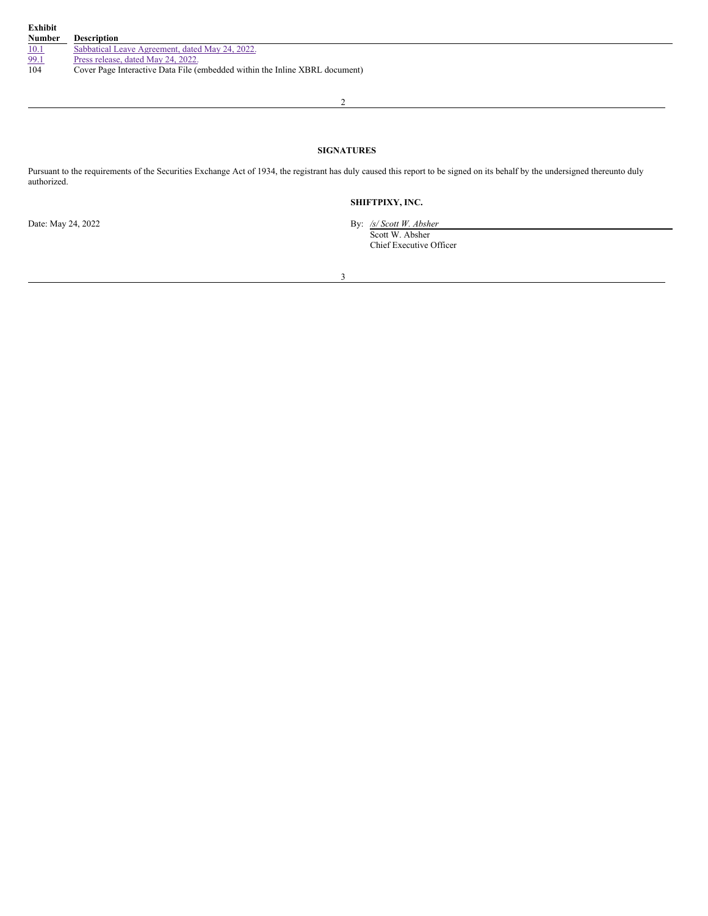| Exhibit Number | Description |
| --- | --- |
| 10.1 | Sabbatical Leave Agreement, dated May 24, 2022. |
| 99.1 | Press release, dated May 24, 2022. |
| 104 | Cover Page Interactive Data File (embedded within the Inline XBRL document) |

## SIGNATURES

Pursuant to the requirements of the Securities Exchange Act of 1934, the registrant has duly caused this report to be signed on its behalf by the undersigned thereunto duly authorized.

**SHIFTPIXY, INC.**

Date: May 24, 2022

By: */s/ Scott W. Absher*
Scott W. Absher
Chief Executive Officer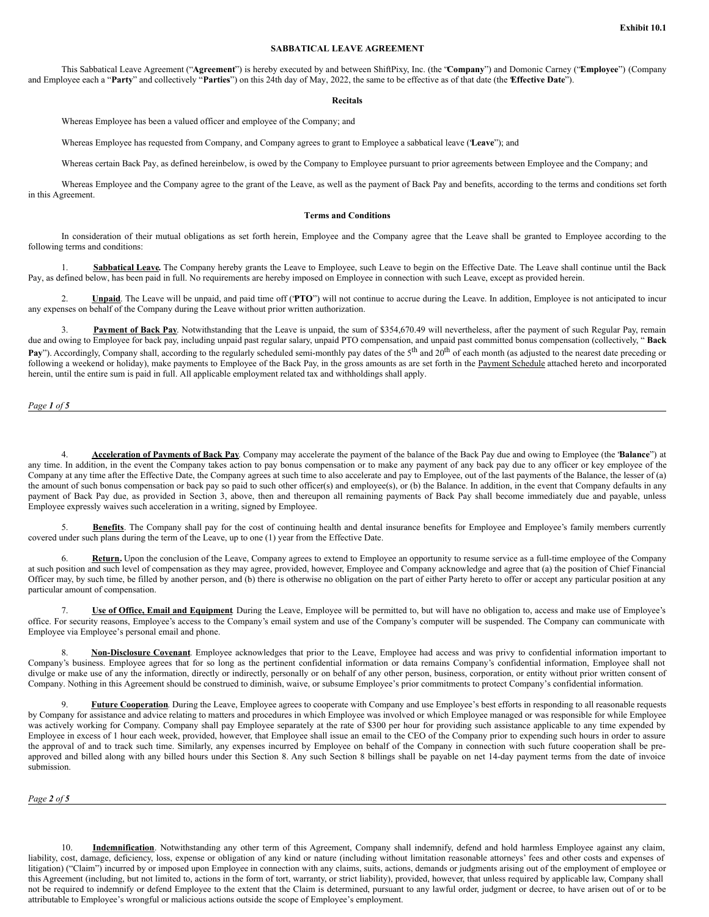**Exhibit 10.1**

**SABBATICAL LEAVE AGREEMENT**

This Sabbatical Leave Agreement ("**Agreement**") is hereby executed by and between ShiftPixy, Inc. (the "**Company**") and Domonic Carney ("**Employee**") (Company and Employee each a "**Party**" and collectively "**Parties**") on this 24th day of May, 2022, the same to be effective as of that date (the "**Effective Date**").

**Recitals**

Whereas Employee has been a valued officer and employee of the Company; and

Whereas Employee has requested from Company, and Company agrees to grant to Employee a sabbatical leave ("**Leave**"); and

Whereas certain Back Pay, as defined hereinbelow, is owed by the Company to Employee pursuant to prior agreements between Employee and the Company; and

Whereas Employee and the Company agree to the grant of the Leave, as well as the payment of Back Pay and benefits, according to the terms and conditions set forth in this Agreement.

**Terms and Conditions**

In consideration of their mutual obligations as set forth herein, Employee and the Company agree that the Leave shall be granted to Employee according to the following terms and conditions:

1. **Sabbatical Leave.** The Company hereby grants the Leave to Employee, such Leave to begin on the Effective Date. The Leave shall continue until the Back Pay, as defined below, has been paid in full. No requirements are hereby imposed on Employee in connection with such Leave, except as provided herein.

2. **Unpaid**. The Leave will be unpaid, and paid time off ("**PTO**") will not continue to accrue during the Leave. In addition, Employee is not anticipated to incur any expenses on behalf of the Company during the Leave without prior written authorization.

3. **Payment of Back Pay**. Notwithstanding that the Leave is unpaid, the sum of $354,670.49 will nevertheless, after the payment of such Regular Pay, remain due and owing to Employee for back pay, including unpaid past regular salary, unpaid PTO compensation, and unpaid past committed bonus compensation (collectively, " **Back Pay**"). Accordingly, Company shall, according to the regularly scheduled semi-monthly pay dates of the 5th and 20th of each month (as adjusted to the nearest date preceding or following a weekend or holiday), make payments to Employee of the Back Pay, in the gross amounts as are set forth in the Payment Schedule attached hereto and incorporated herein, until the entire sum is paid in full. All applicable employment related tax and withholdings shall apply.

4. **Acceleration of Payments of Back Pay**. Company may accelerate the payment of the balance of the Back Pay due and owing to Employee (the "**Balance**") at any time. In addition, in the event the Company takes action to pay bonus compensation or to make any payment of any back pay due to any officer or key employee of the Company at any time after the Effective Date, the Company agrees at such time to also accelerate and pay to Employee, out of the last payments of the Balance, the lesser of (a) the amount of such bonus compensation or back pay so paid to such other officer(s) and employee(s), or (b) the Balance. In addition, in the event that Company defaults in any payment of Back Pay due, as provided in Section 3, above, then and thereupon all remaining payments of Back Pay shall become immediately due and payable, unless Employee expressly waives such acceleration in a writing, signed by Employee.

5. **Benefits**. The Company shall pay for the cost of continuing health and dental insurance benefits for Employee and Employee's family members currently covered under such plans during the term of the Leave, up to one (1) year from the Effective Date.

6. **Return.** Upon the conclusion of the Leave, Company agrees to extend to Employee an opportunity to resume service as a full-time employee of the Company at such position and such level of compensation as they may agree, provided, however, Employee and Company acknowledge and agree that (a) the position of Chief Financial Officer may, by such time, be filled by another person, and (b) there is otherwise no obligation on the part of either Party hereto to offer or accept any particular position at any particular amount of compensation.

7. **Use of Office, Email and Equipment**. During the Leave, Employee will be permitted to, but will have no obligation to, access and make use of Employee's office. For security reasons, Employee's access to the Company's email system and use of the Company's computer will be suspended. The Company can communicate with Employee via Employee's personal email and phone.

8. **Non-Disclosure Covenant**. Employee acknowledges that prior to the Leave, Employee had access and was privy to confidential information important to Company's business. Employee agrees that for so long as the pertinent confidential information or data remains Company's confidential information, Employee shall not divulge or make use of any of the information, directly or indirectly, personally or on behalf of any other person, business, corporation, or entity without prior written consent of Company. Nothing in this Agreement should be construed to diminish, waive, or subsume Employee's prior commitments to protect Company's confidential information.

9. **Future Cooperation**. During the Leave, Employee agrees to cooperate with Company and use Employee's best efforts in responding to all reasonable requests by Company for assistance and advice relating to matters and procedures in which Employee was involved or which Employee managed or was responsible for while Employee was actively working for Company. Company shall pay Employee separately at the rate of $300 per hour for providing such assistance applicable to any time expended by Employee in excess of 1 hour each week, provided, however, that Employee shall issue an email to the CEO of the Company prior to expending such hours in order to assure the approval of and to track such time. Similarly, any expenses incurred by Employee on behalf of the Company in connection with such future cooperation shall be pre-approved and billed along with any billed hours under this Section 8. Any such Section 8 billings shall be payable on net 14-day payment terms from the date of invoice submission.

10. **Indemnification**. Notwithstanding any other term of this Agreement, Company shall indemnify, defend and hold harmless Employee against any claim, liability, cost, damage, deficiency, loss, expense or obligation of any kind or nature (including without limitation reasonable attorneys' fees and other costs and expenses of litigation) ("Claim") incurred by or imposed upon Employee in connection with any claims, suits, actions, demands or judgments arising out of the employment of employee or this Agreement (including, but not limited to, actions in the form of tort, warranty, or strict liability), provided, however, that unless required by applicable law, Company shall not be required to indemnify or defend Employee to the extent that the Claim is determined, pursuant to any lawful order, judgment or decree, to have arisen out of or to be attributable to Employee's wrongful or malicious actions outside the scope of Employee's employment.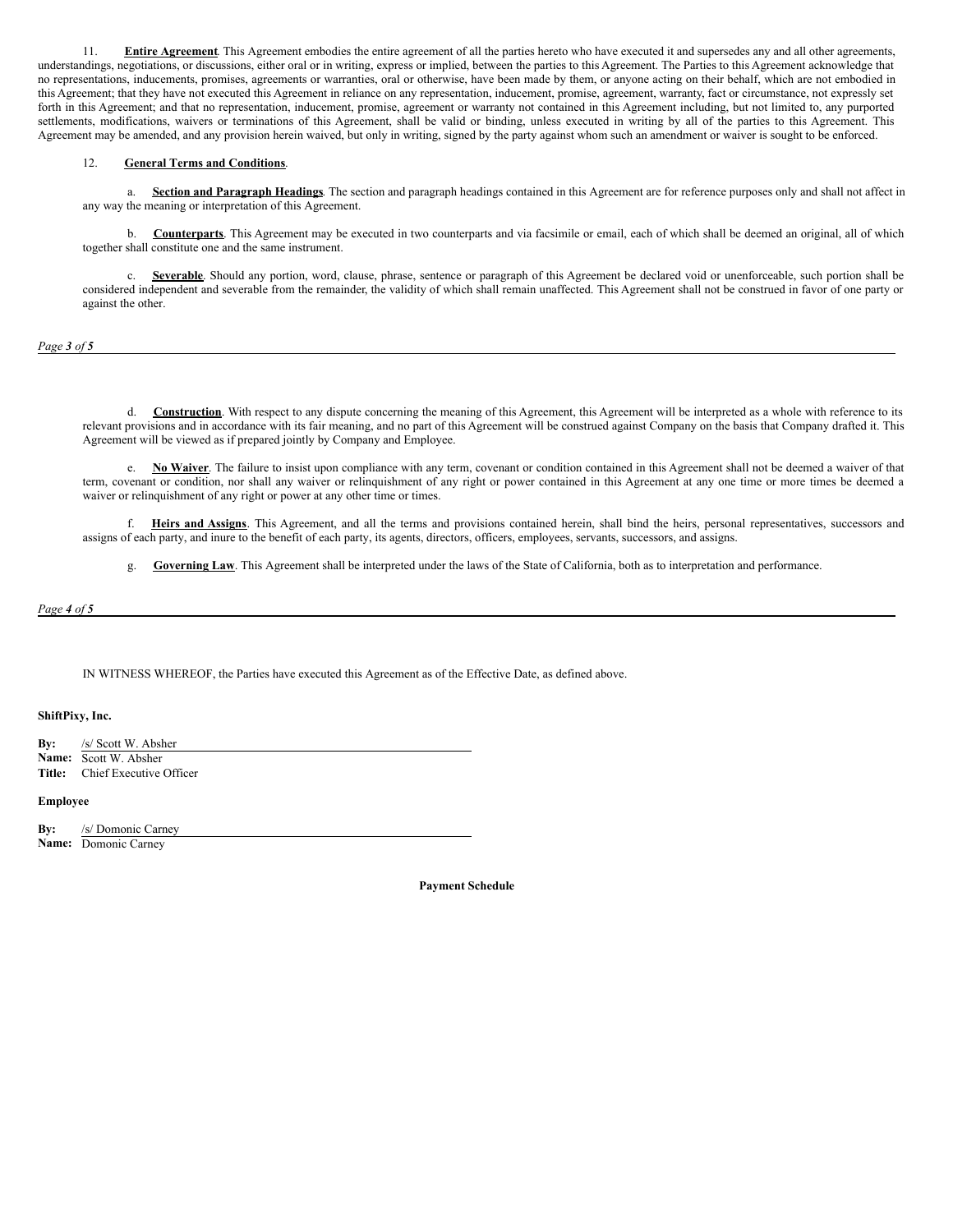11. **Entire Agreement**. This Agreement embodies the entire agreement of all the parties hereto who have executed it and supersedes any and all other agreements, understandings, negotiations, or discussions, either oral or in writing, express or implied, between the parties to this Agreement. The Parties to this Agreement acknowledge that no representations, inducements, promises, agreements or warranties, oral or otherwise, have been made by them, or anyone acting on their behalf, which are not embodied in this Agreement; that they have not executed this Agreement in reliance on any representation, inducement, promise, agreement, warranty, fact or circumstance, not expressly set forth in this Agreement; and that no representation, inducement, promise, agreement or warranty not contained in this Agreement including, but not limited to, any purported settlements, modifications, waivers or terminations of this Agreement, shall be valid or binding, unless executed in writing by all of the parties to this Agreement. This Agreement may be amended, and any provision herein waived, but only in writing, signed by the party against whom such an amendment or waiver is sought to be enforced.

12. **General Terms and Conditions**.

a. **Section and Paragraph Headings**. The section and paragraph headings contained in this Agreement are for reference purposes only and shall not affect in any way the meaning or interpretation of this Agreement.

b. **Counterparts**. This Agreement may be executed in two counterparts and via facsimile or email, each of which shall be deemed an original, all of which together shall constitute one and the same instrument.

c. **Severable**. Should any portion, word, clause, phrase, sentence or paragraph of this Agreement be declared void or unenforceable, such portion shall be considered independent and severable from the remainder, the validity of which shall remain unaffected. This Agreement shall not be construed in favor of one party or against the other.

d. **Construction**. With respect to any dispute concerning the meaning of this Agreement, this Agreement will be interpreted as a whole with reference to its relevant provisions and in accordance with its fair meaning, and no part of this Agreement will be construed against Company on the basis that Company drafted it. This Agreement will be viewed as if prepared jointly by Company and Employee.

e. **No Waiver**. The failure to insist upon compliance with any term, covenant or condition contained in this Agreement shall not be deemed a waiver of that term, covenant or condition, nor shall any waiver or relinquishment of any right or power contained in this Agreement at any one time or more times be deemed a waiver or relinquishment of any right or power at any other time or times.

f. **Heirs and Assigns**. This Agreement, and all the terms and provisions contained herein, shall bind the heirs, personal representatives, successors and assigns of each party, and inure to the benefit of each party, its agents, directors, officers, employees, servants, successors, and assigns.

g. **Governing Law**. This Agreement shall be interpreted under the laws of the State of California, both as to interpretation and performance.

IN WITNESS WHEREOF, the Parties have executed this Agreement as of the Effective Date, as defined above.

**ShiftPixy, Inc.**

**By:** /s/ Scott W. Absher
**Name:** Scott W. Absher
**Title:** Chief Executive Officer

**Employee**

**By:** /s/ Domonic Carney
**Name:** Domonic Carney

**Payment Schedule**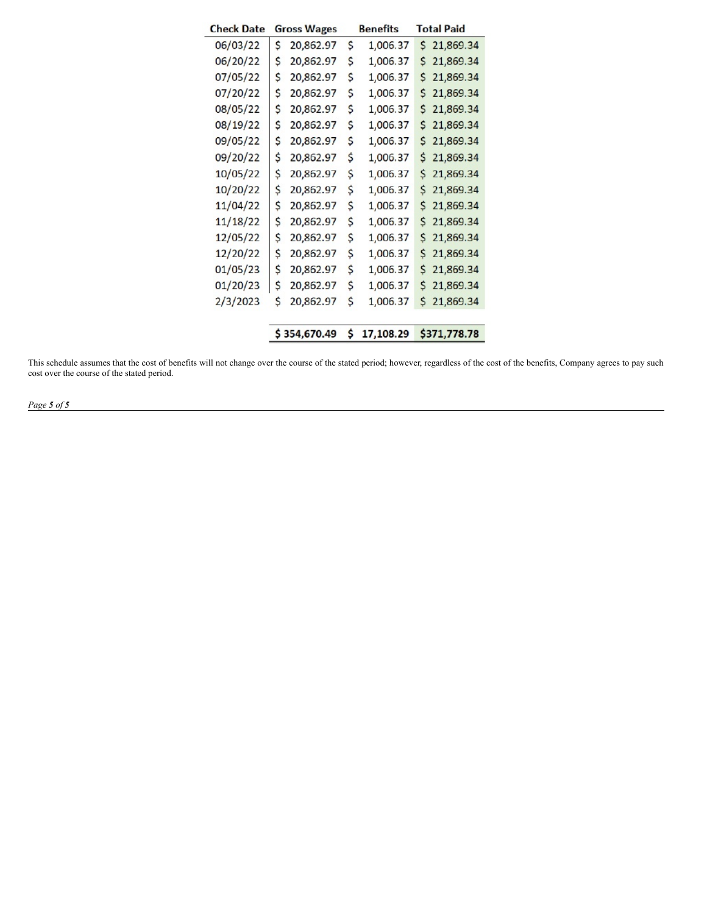| Check Date | Gross Wages | Benefits | Total Paid |
|---|---|---|---|
| 06/03/22 | $ 20,862.97 | $ 1,006.37 | $ 21,869.34 |
| 06/20/22 | $ 20,862.97 | $ 1,006.37 | $ 21,869.34 |
| 07/05/22 | $ 20,862.97 | $ 1,006.37 | $ 21,869.34 |
| 07/20/22 | $ 20,862.97 | $ 1,006.37 | $ 21,869.34 |
| 08/05/22 | $ 20,862.97 | $ 1,006.37 | $ 21,869.34 |
| 08/19/22 | $ 20,862.97 | $ 1,006.37 | $ 21,869.34 |
| 09/05/22 | $ 20,862.97 | $ 1,006.37 | $ 21,869.34 |
| 09/20/22 | $ 20,862.97 | $ 1,006.37 | $ 21,869.34 |
| 10/05/22 | $ 20,862.97 | $ 1,006.37 | $ 21,869.34 |
| 10/20/22 | $ 20,862.97 | $ 1,006.37 | $ 21,869.34 |
| 11/04/22 | $ 20,862.97 | $ 1,006.37 | $ 21,869.34 |
| 11/18/22 | $ 20,862.97 | $ 1,006.37 | $ 21,869.34 |
| 12/05/22 | $ 20,862.97 | $ 1,006.37 | $ 21,869.34 |
| 12/20/22 | $ 20,862.97 | $ 1,006.37 | $ 21,869.34 |
| 01/05/23 | $ 20,862.97 | $ 1,006.37 | $ 21,869.34 |
| 01/20/23 | $ 20,862.97 | $ 1,006.37 | $ 21,869.34 |
| 2/3/2023 | $ 20,862.97 | $ 1,006.37 | $ 21,869.34 |
| | **$ 354,670.49** | **$ 17,108.29** | **$371,778.78** |

This schedule assumes that the cost of benefits will not change over the course of the stated period; however, regardless of the cost of the benefits, Company agrees to pay such cost over the course of the stated period.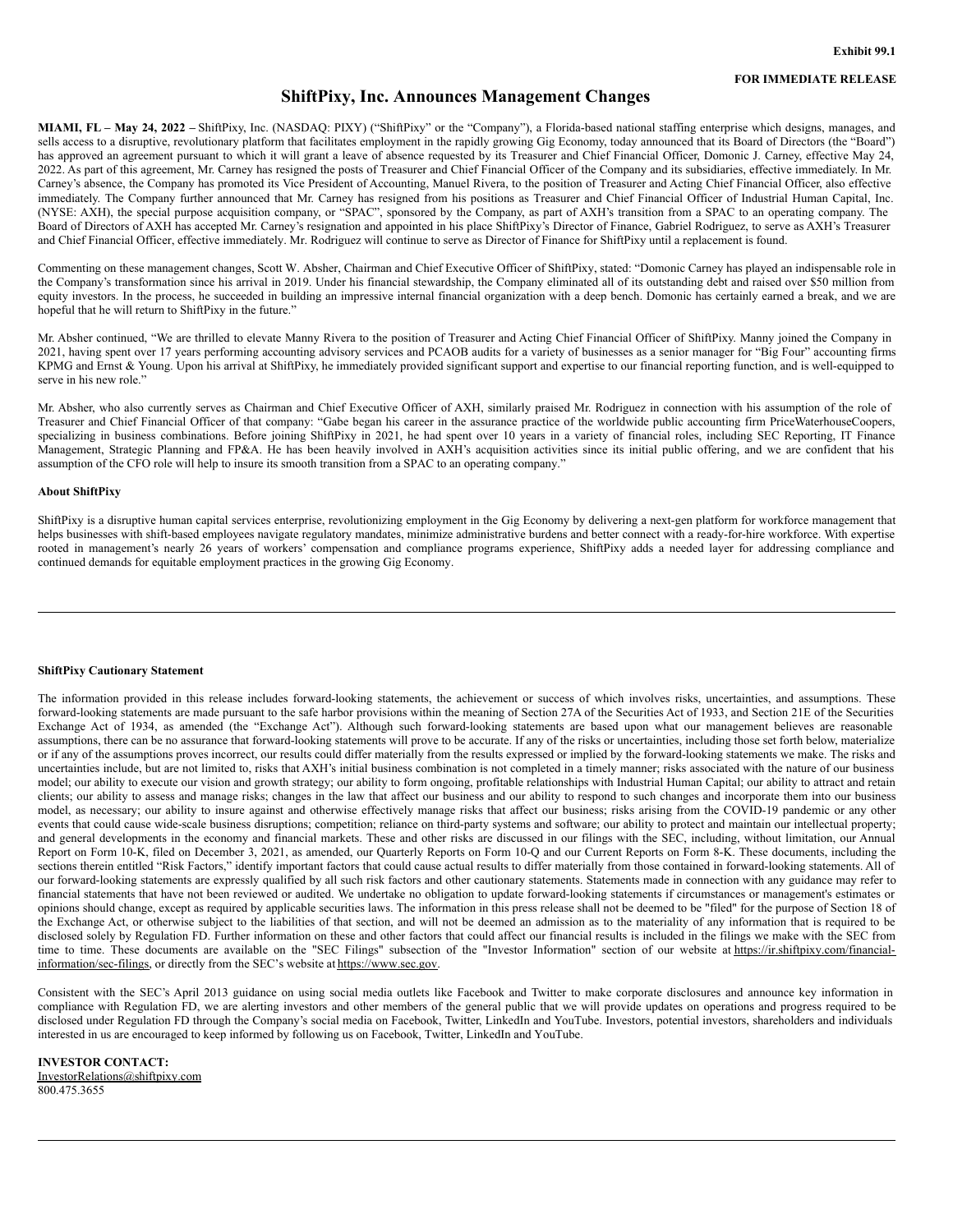**Exhibit 99.1**

**FOR IMMEDIATE RELEASE**

# ShiftPixy, Inc. Announces Management Changes

**MIAMI, FL – May 24, 2022 –** ShiftPixy, Inc. (NASDAQ: PIXY) ("ShiftPixy" or the "Company"), a Florida-based national staffing enterprise which designs, manages, and sells access to a disruptive, revolutionary platform that facilitates employment in the rapidly growing Gig Economy, today announced that its Board of Directors (the "Board") has approved an agreement pursuant to which it will grant a leave of absence requested by its Treasurer and Chief Financial Officer, Domonic J. Carney, effective May 24, 2022. As part of this agreement, Mr. Carney has resigned the posts of Treasurer and Chief Financial Officer of the Company and its subsidiaries, effective immediately. In Mr. Carney's absence, the Company has promoted its Vice President of Accounting, Manuel Rivera, to the position of Treasurer and Acting Chief Financial Officer, also effective immediately. The Company further announced that Mr. Carney has resigned from his positions as Treasurer and Chief Financial Officer of Industrial Human Capital, Inc. (NYSE: AXH), the special purpose acquisition company, or "SPAC", sponsored by the Company, as part of AXH's transition from a SPAC to an operating company. The Board of Directors of AXH has accepted Mr. Carney's resignation and appointed in his place ShiftPixy's Director of Finance, Gabriel Rodriguez, to serve as AXH's Treasurer and Chief Financial Officer, effective immediately. Mr. Rodriguez will continue to serve as Director of Finance for ShiftPixy until a replacement is found.

Commenting on these management changes, Scott W. Absher, Chairman and Chief Executive Officer of ShiftPixy, stated: "Domonic Carney has played an indispensable role in the Company's transformation since his arrival in 2019. Under his financial stewardship, the Company eliminated all of its outstanding debt and raised over $50 million from equity investors. In the process, he succeeded in building an impressive internal financial organization with a deep bench. Domonic has certainly earned a break, and we are hopeful that he will return to ShiftPixy in the future."

Mr. Absher continued, "We are thrilled to elevate Manny Rivera to the position of Treasurer and Acting Chief Financial Officer of ShiftPixy. Manny joined the Company in 2021, having spent over 17 years performing accounting advisory services and PCAOB audits for a variety of businesses as a senior manager for "Big Four" accounting firms KPMG and Ernst & Young. Upon his arrival at ShiftPixy, he immediately provided significant support and expertise to our financial reporting function, and is well-equipped to serve in his new role."

Mr. Absher, who also currently serves as Chairman and Chief Executive Officer of AXH, similarly praised Mr. Rodriguez in connection with his assumption of the role of Treasurer and Chief Financial Officer of that company: "Gabe began his career in the assurance practice of the worldwide public accounting firm PriceWaterhouseCoopers, specializing in business combinations. Before joining ShiftPixy in 2021, he had spent over 10 years in a variety of financial roles, including SEC Reporting, IT Finance Management, Strategic Planning and FP&A. He has been heavily involved in AXH's acquisition activities since its initial public offering, and we are confident that his assumption of the CFO role will help to insure its smooth transition from a SPAC to an operating company."

**About ShiftPixy**

ShiftPixy is a disruptive human capital services enterprise, revolutionizing employment in the Gig Economy by delivering a next-gen platform for workforce management that helps businesses with shift-based employees navigate regulatory mandates, minimize administrative burdens and better connect with a ready-for-hire workforce. With expertise rooted in management's nearly 26 years of workers' compensation and compliance programs experience, ShiftPixy adds a needed layer for addressing compliance and continued demands for equitable employment practices in the growing Gig Economy.

---

**ShiftPixy Cautionary Statement**

The information provided in this release includes forward-looking statements, the achievement or success of which involves risks, uncertainties, and assumptions. These forward-looking statements are made pursuant to the safe harbor provisions within the meaning of Section 27A of the Securities Act of 1933, and Section 21E of the Securities Exchange Act of 1934, as amended (the "Exchange Act"). Although such forward-looking statements are based upon what our management believes are reasonable assumptions, there can be no assurance that forward-looking statements will prove to be accurate. If any of the risks or uncertainties, including those set forth below, materialize or if any of the assumptions proves incorrect, our results could differ materially from the results expressed or implied by the forward-looking statements we make. The risks and uncertainties include, but are not limited to, risks that AXH's initial business combination is not completed in a timely manner; risks associated with the nature of our business model; our ability to execute our vision and growth strategy; our ability to form ongoing, profitable relationships with Industrial Human Capital; our ability to attract and retain clients; our ability to assess and manage risks; changes in the law that affect our business and our ability to respond to such changes and incorporate them into our business model, as necessary; our ability to insure against and otherwise effectively manage risks that affect our business; risks arising from the COVID-19 pandemic or any other events that could cause wide-scale business disruptions; competition; reliance on third-party systems and software; our ability to protect and maintain our intellectual property; and general developments in the economy and financial markets. These and other risks are discussed in our filings with the SEC, including, without limitation, our Annual Report on Form 10-K, filed on December 3, 2021, as amended, our Quarterly Reports on Form 10-Q and our Current Reports on Form 8-K. These documents, including the sections therein entitled "Risk Factors," identify important factors that could cause actual results to differ materially from those contained in forward-looking statements. All of our forward-looking statements are expressly qualified by all such risk factors and other cautionary statements. Statements made in connection with any guidance may refer to financial statements that have not been reviewed or audited. We undertake no obligation to update forward-looking statements if circumstances or management's estimates or opinions should change, except as required by applicable securities laws. The information in this press release shall not be deemed to be "filed" for the purpose of Section 18 of the Exchange Act, or otherwise subject to the liabilities of that section, and will not be deemed an admission as to the materiality of any information that is required to be disclosed solely by Regulation FD. Further information on these and other factors that could affect our financial results is included in the filings we make with the SEC from time to time. These documents are available on the "SEC Filings" subsection of the "Investor Information" section of our website at https://ir.shiftpixy.com/financial-information/sec-filings, or directly from the SEC's website at https://www.sec.gov.

Consistent with the SEC's April 2013 guidance on using social media outlets like Facebook and Twitter to make corporate disclosures and announce key information in compliance with Regulation FD, we are alerting investors and other members of the general public that we will provide updates on operations and progress required to be disclosed under Regulation FD through the Company's social media on Facebook, Twitter, LinkedIn and YouTube. Investors, potential investors, shareholders and individuals interested in us are encouraged to keep informed by following us on Facebook, Twitter, LinkedIn and YouTube.

**INVESTOR CONTACT:**
InvestorRelations@shiftpixy.com
800.475.3655